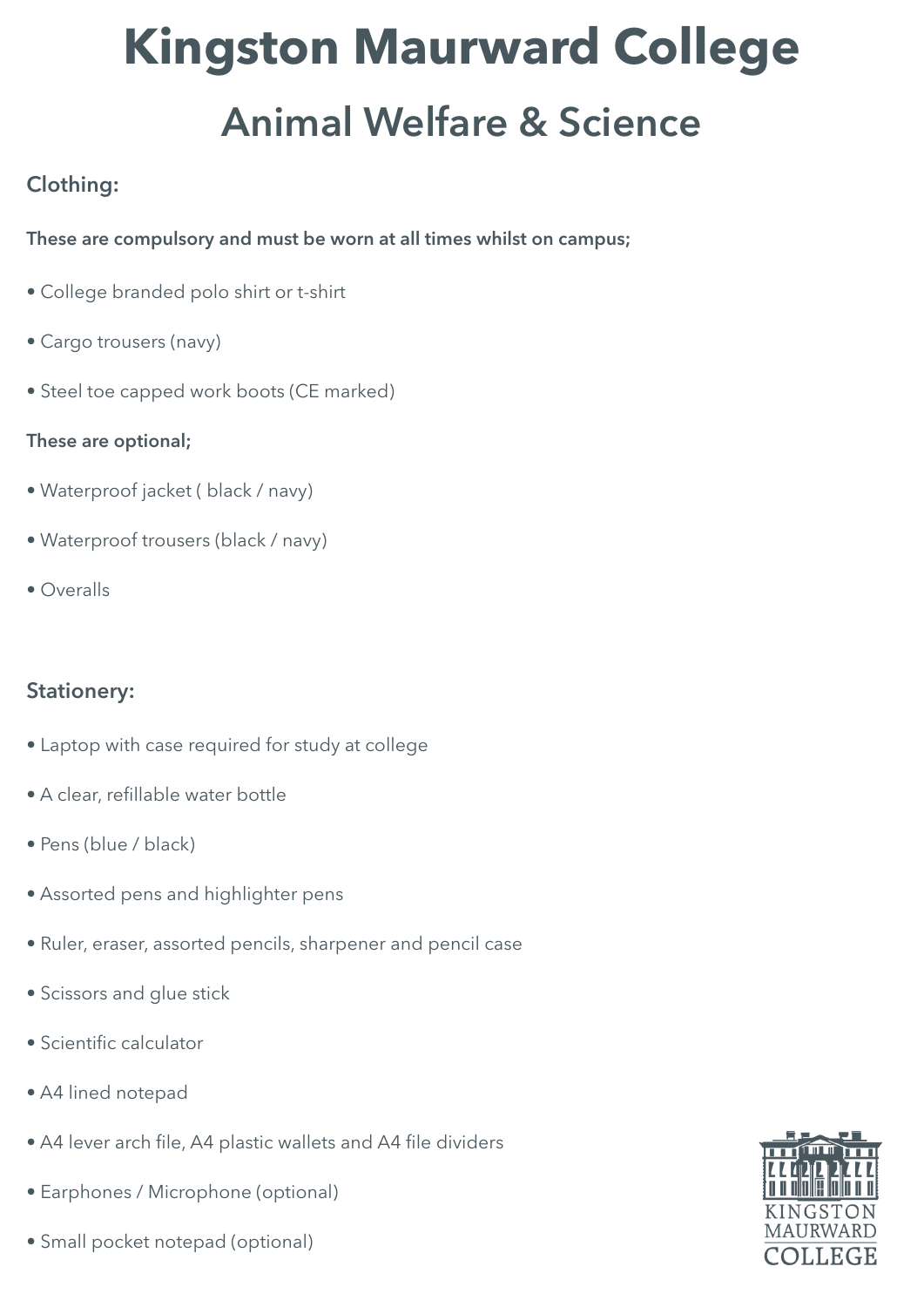# Kingston Maurward College

## Animal Welfare & Science

### Clothing:

**These are compulsory and must be worn at all times whilst on campus;**

- College branded polo shirt or t-shirt
- Cargo trousers (navy)
- Steel toe capped work boots (CE marked)

**These are optional;**

- Waterproof jacket ( black / navy)
- Waterproof trousers (black / navy)
- Overalls

### Stationery:

- Laptop with case required for study at college
- A clear, refillable water bottle
- Pens (blue / black)
- Assorted pens and highlighter pens
- Ruler, eraser, assorted pencils, sharpener and pencil case
- Scissors and glue stick
- Scientific calculator
- A4 lined notepad
- A4 lever arch file, A4 plastic wallets and A4 file dividers
- Earphones / Microphone (optional)
- Small pocket notepad (optional)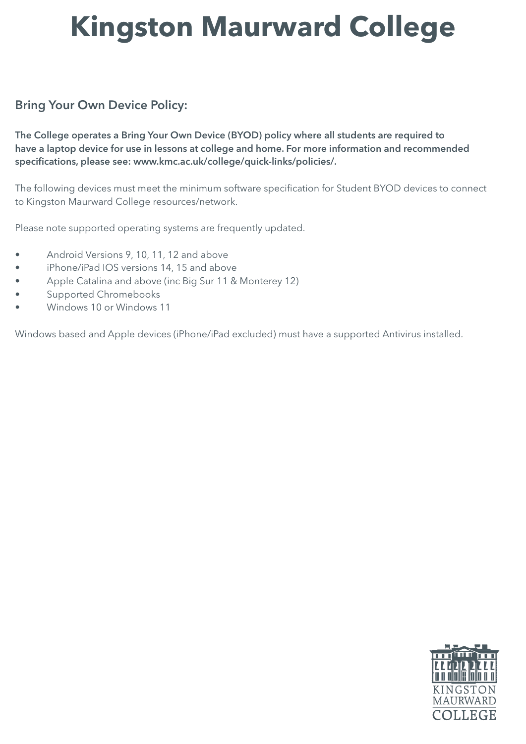# Kingston Maurward College

## Bring Your Own Device Policy:

**The College operates a Bring Your Own Device (BYOD) policy where all students are required to have a laptop device for use in lessons at college and home. For more information and recommended specifications, please see: www.kmc.ac.uk/college/quick-links/policies/.**

The following devices must meet the minimum software specification for Student BYOD devices to connect to Kingston Maurward College resources/network.

Please note supported operating systems are frequently updated.

- Android Versions 9, 10, 11, 12 and above
- iPhone/iPad IOS versions 14, 15 and above
- Apple Catalina and above (inc Big Sur 11 & Monterey 12)
- Supported Chromebooks
- Windows 10 or Windows 11

Windows based and Apple devices (iPhone/iPad excluded) must have a supported Antivirus installed.